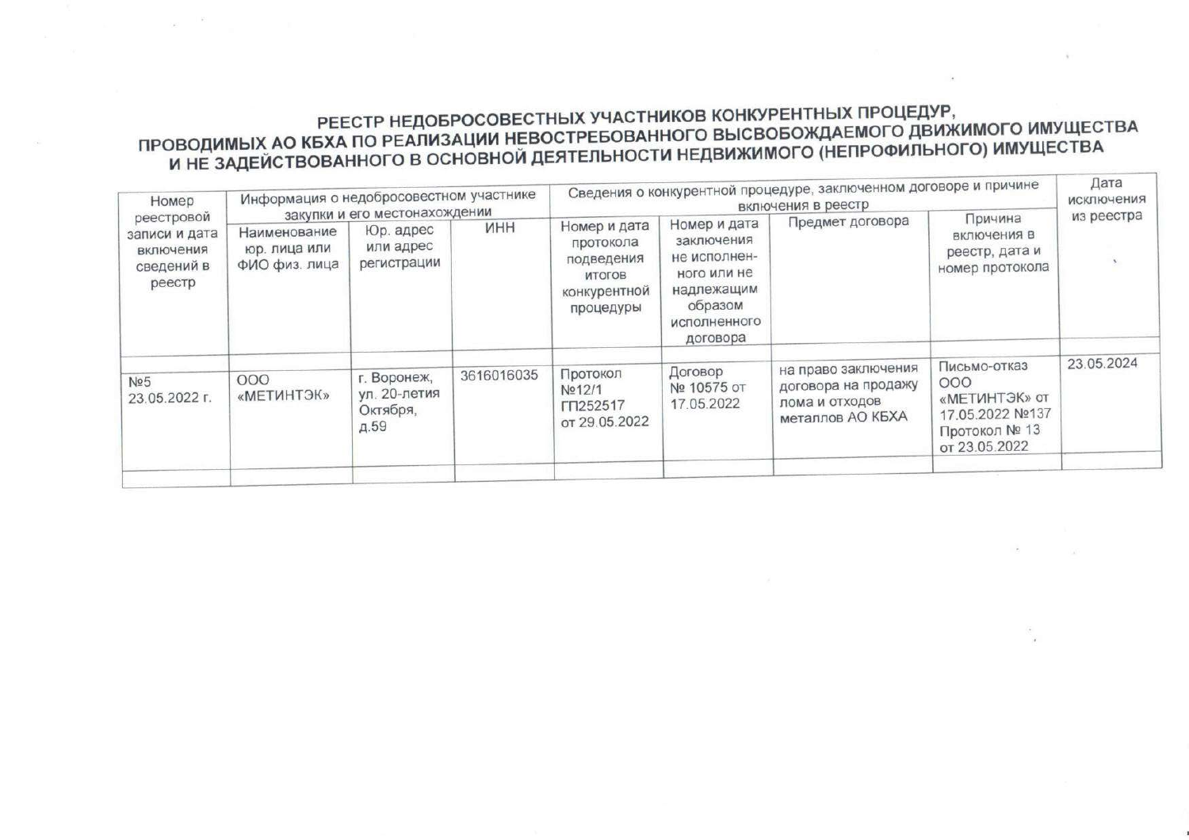# РЕЕСТР НЕДОБРОСОВЕСТНЫХ УЧАСТНИКОВ КОНКУРЕНТНЫХ ПРОЦЕДУР, ПРОВОДИМЫХ АО КБХА ПО РЕАЛИЗАЦИИ НЕВОСТРЕБОВАННОГО ВЫСВОБОЖДАЕМОГО ДВИЖИМОГО ИМУЩЕСТВА И НЕ ЗАДЕЙСТВОВАННОГО В ОСНОВНОЙ ДЕЯТЕЛЬНОСТИ НЕДВИЖИМОГО (НЕПРОФИЛЬНОГО) ИМУЩЕСТВА

| Номер реестровой записи и дата включения сведений в реестр | Информация о недобросовестном участнике закупки и его местонахождении | | | Сведения о конкурентной процедуре, заключенном договоре и причине включения в реестр | | | | Дата исключения из реестра |
|---|---|---|---|---|---|---|---|---|
| | Наименование юр. лица или ФИО физ. лица | Юр. адрес или адрес регистрации | ИНН | Номер и дата протокола подведения итогов конкурентной процедуры | Номер и дата заключения не исполненного или не надлежащим образом исполненного договора | Предмет договора | Причина включения в реестр, дата и номер протокола | |
| №5 23.05.2022 г. | ООО «МЕТИНТЭК» | г. Воронеж, ул. 20-летия Октября, д.59 | 3616016035 | Протокол №12/1 ГП252517 от 29.05.2022 | Договор № 10575 от 17.05.2022 | на право заключения договора на продажу лома и отходов металлов АО КБХА | Письмо-отказ ООО «МЕТИНТЭК» от 17.05.2022 №137 Протокол № 13 от 23.05.2022 | 23.05.2024 |
| | | | | | | | | |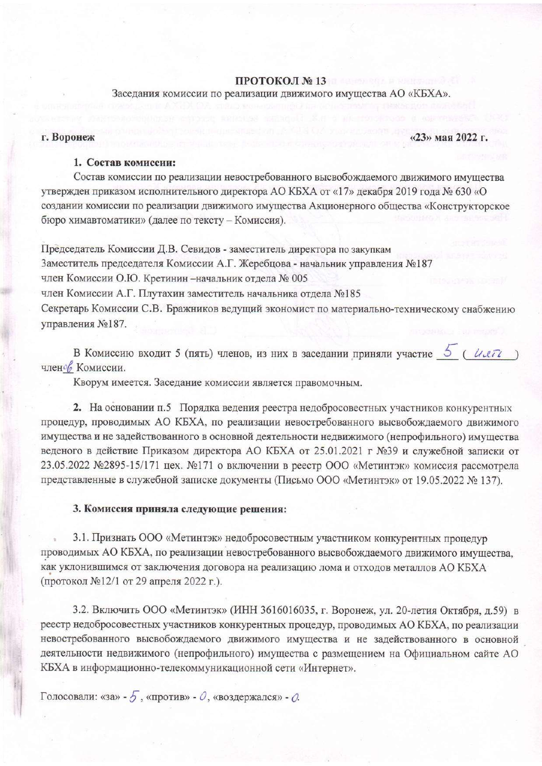**ПРОТОКОЛ № 13**

Заседания комиссии по реализации движимого имущества АО «КБХА».

**г. Воронеж** **«23» мая 2022 г.**

**1. Состав комиссии:**

Состав комиссии по реализации невостребованного высвобождаемого движимого имущества утвержден приказом исполнительного директора АО КБХА от «17» декабря 2019 года № 630 «О создании комиссии по реализации движимого имущества Акционерного общества «Конструкторское бюро химавтоматики» (далее по тексту – Комиссия).

Председатель Комиссии Д.В. Севидов - заместитель директора по закупкам
Заместитель председателя Комиссии А.Г. Жеребцова - начальник управления №187
член Комиссии О.Ю. Кретинин –начальник отдела № 005
член Комиссии А.Г. Плутахин заместитель начальника отдела №185
Секретарь Комиссии С.В. Бражников ведущий экономист по материально-техническому снабжению управления №187.

В Комиссию входит 5 (пять) членов, из них в заседании приняли участие 5 (пять) членов Комиссии.

Кворум имеется. Заседание комиссии является правомочным.

**2.** На основании п.5 Порядка ведения реестра недобросовестных участников конкурентных процедур, проводимых АО КБХА, по реализации невостребованного высвобождаемого движимого имущества и не задействованного в основной деятельности недвижимого (непрофильного) имущества веденого в действие Приказом директора АО КБХА от 25.01.2021 г №39 и служебной записки от 23.05.2022 №2895-15/171 цех. №171 о включении в реестр ООО «Метинтэк» комиссия рассмотрела представленные в служебной записке документы (Письмо ООО «Метинтэк» от 19.05.2022 № 137).

**3. Комиссия приняла следующие решения:**

3.1. Признать ООО «Метинтэк» недобросовестным участником конкурентных процедур проводимых АО КБХА, по реализации невостребованного высвобождаемого движимого имущества, как уклонившимся от заключения договора на реализацию лома и отходов металлов АО КБХА (протокол №12/1 от 29 апреля 2022 г.).

3.2. Включить ООО «Метинтэк» (ИНН 3616016035, г. Воронеж, ул. 20-летия Октября, д.59) в реестр недобросовестных участников конкурентных процедур, проводимых АО КБХА, по реализации невостребованного высвобождаемого движимого имущества и не задействованного в основной деятельности недвижимого (непрофильного) имущества с размещением на Официальном сайте АО КБХА в информационно-телекоммуникационной сети «Интернет».

Голосовали: «за» - 5, «против» - 0, «воздержался» - 0.